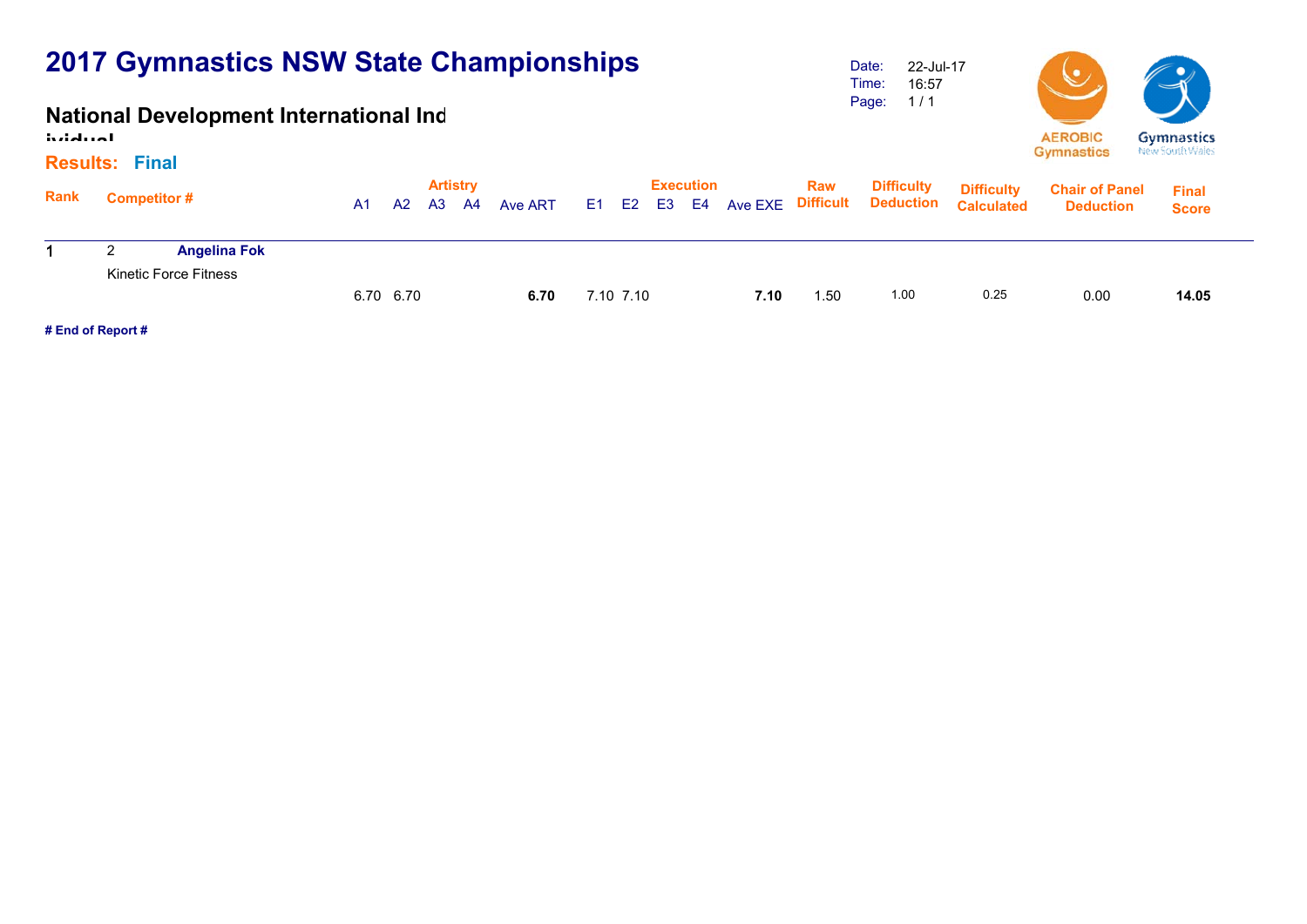# 2017 Gymnastics NSW State Championships

## National Development International Individual

Date: 22-Jul-17
Time: 16:57
Page: 1 / 1

AEROBIC Gymnastics

Gymnastics New South Wales

**Results: Final**

| Rank | Competitor # | | Artistry | | | | | Execution | | | | | Raw Difficult | Difficulty Deduction | Difficulty Calculated | Chair of Panel Deduction | Final Score |
|---|---|---|---|---|---|---|---|---|---|---|---|---|---|---|---|---|---|
| | | | A1 | A2 | A3 | A4 | Ave ART | E1 | E2 | E3 | E4 | Ave EXE | | | | | |
| 1 | 2 | **Angelina Fok** | | | | | | | | | | | | | | | |
| | Kinetic Force Fitness | | 6.70 | 6.70 | | | **6.70** | 7.10 | 7.10 | | | **7.10** | 1.50 | 1.00 | 0.25 | 0.00 | **14.05** |

**# End of Report #**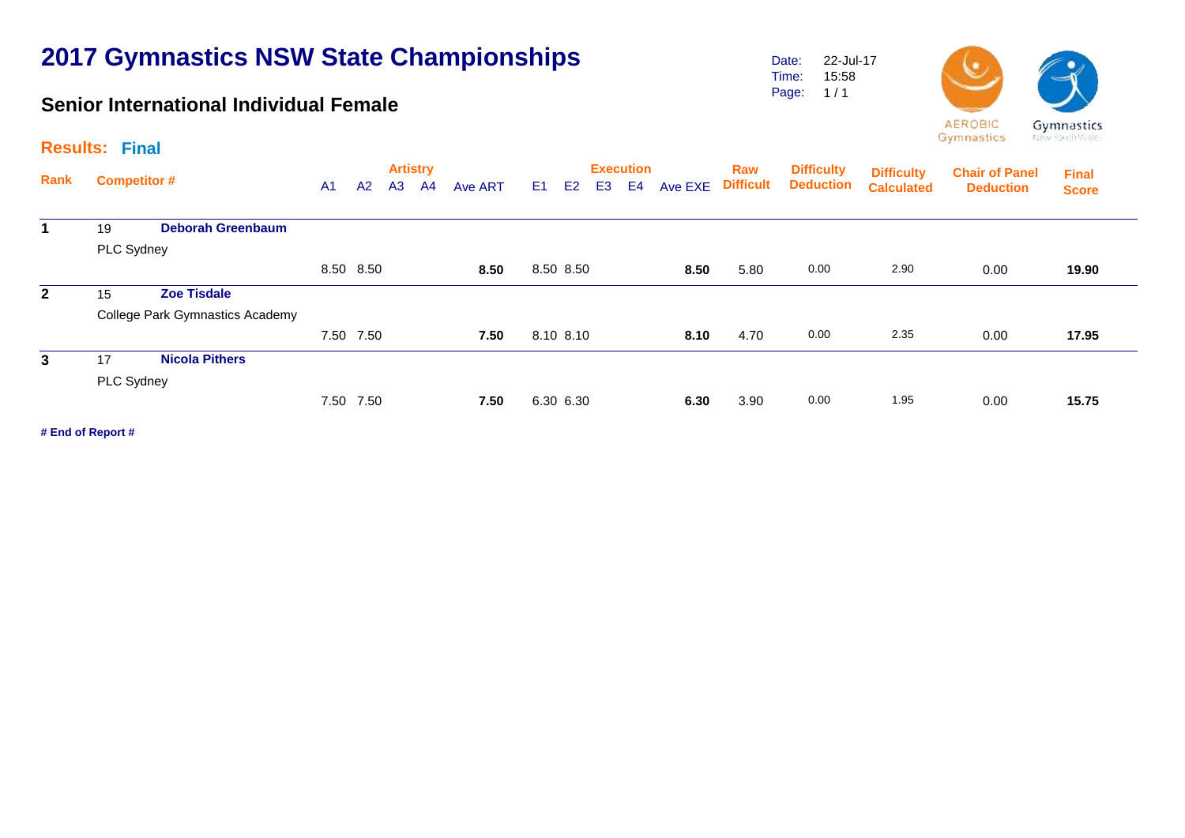# 2017 Gymnastics NSW State Championships

## Senior International Individual Female

Date: 22-Jul-17
Time: 15:58
Page: 1 / 1

AEROBIC Gymnastics

Gymnastics New South Wales

**Results: Final**

| Rank | Competitor # | | Artistry A1 | A2 | A3 | A4 | Ave ART | Execution E1 | E2 | E3 | E4 | Ave EXE | Raw Difficult | Difficulty Deduction | Difficulty Calculated | Chair of Panel Deduction | Final Score |
|---|---|---|---|---|---|---|---|---|---|---|---|---|---|---|---|---|---|
| 1 | 19 | **Deborah Greenbaum** PLC Sydney | 8.50 | 8.50 | | | **8.50** | 8.50 | 8.50 | | | **8.50** | 5.80 | 0.00 | 2.90 | 0.00 | **19.90** |
| 2 | 15 | **Zoe Tisdale** College Park Gymnastics Academy | 7.50 | 7.50 | | | **7.50** | 8.10 | 8.10 | | | **8.10** | 4.70 | 0.00 | 2.35 | 0.00 | **17.95** |
| 3 | 17 | **Nicola Pithers** PLC Sydney | 7.50 | 7.50 | | | **7.50** | 6.30 | 6.30 | | | **6.30** | 3.90 | 0.00 | 1.95 | 0.00 | **15.75** |

**# End of Report #**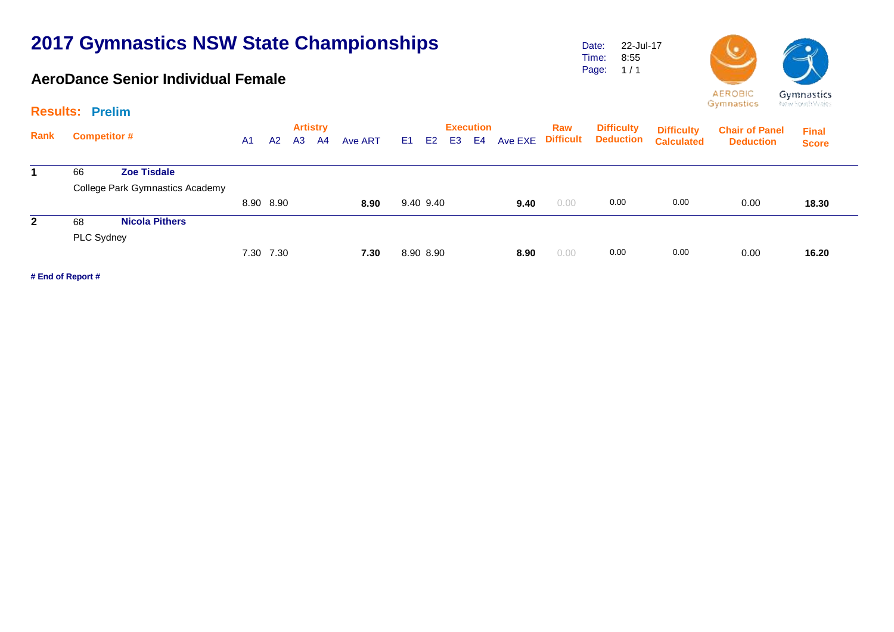# 2017 Gymnastics NSW State Championships

## AeroDance Senior Individual Female

Date: 22-Jul-17
Time: 8:55
Page: 1 / 1

AEROBIC Gymnastics

Gymnastics New South Wales

**Results: Prelim**

| Rank | Competitor # | | Artistry | | | | | Execution | | | | | Raw | Difficulty | Difficulty | Chair of Panel | Final |
|---|---|---|---|---|---|---|---|---|---|---|---|---|---|---|---|---|---|
| | | | A1 | A2 | A3 | A4 | Ave ART | E1 | E2 | E3 | E4 | Ave EXE | Difficult | Deduction | Calculated | Deduction | Score |
| **1** | 66 | **Zoe Tisdale** | | | | | | | | | | | | | | | |
| | College Park Gymnastics Academy | | 8.90 | 8.90 | | | **8.90** | 9.40 | 9.40 | | | **9.40** | 0.00 | 0.00 | 0.00 | 0.00 | **18.30** |
| **2** | 68 | **Nicola Pithers** | | | | | | | | | | | | | | | |
| | PLC Sydney | | 7.30 | 7.30 | | | **7.30** | 8.90 | 8.90 | | | **8.90** | 0.00 | 0.00 | 0.00 | 0.00 | **16.20** |

**# End of Report #**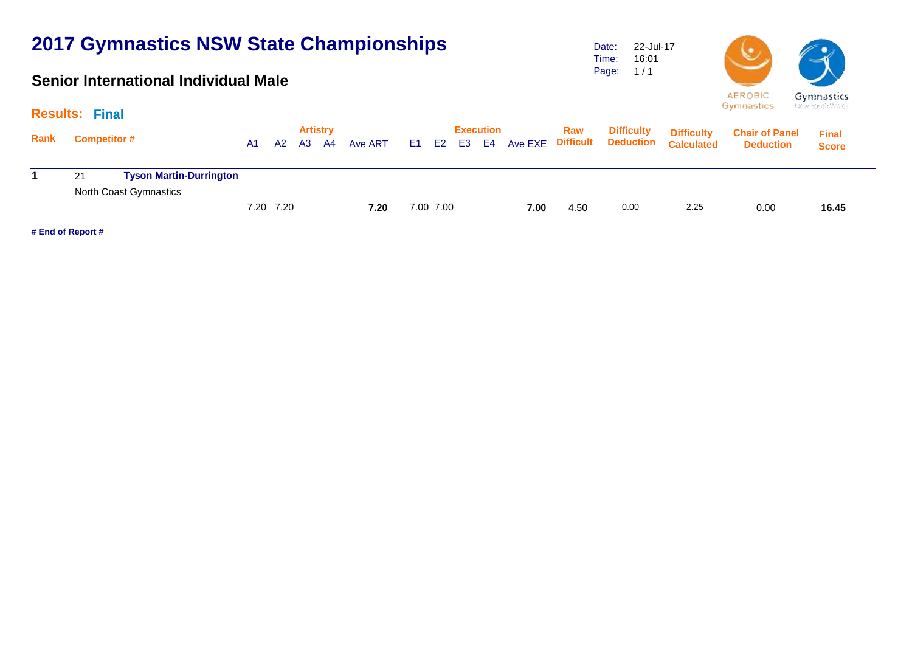# 2017 Gymnastics NSW State Championships

## Senior International Individual Male

Date: 22-Jul-17
Time: 16:01
Page: 1 / 1

AEROBIC Gymnastics

Gymnastics New South Wales

**Results: Final**

| Rank | Competitor # | | Artistry A1 | A2 | A3 | A4 | Ave ART | Execution E1 | E2 | E3 | E4 | Ave EXE | Raw Difficult | Difficulty Deduction | Difficulty Calculated | Chair of Panel Deduction | Final Score |
|---|---|---|---|---|---|---|---|---|---|---|---|---|---|---|---|---|---|
| **1** | 21 | **Tyson Martin-Durrington** North Coast Gymnastics | 7.20 | 7.20 | | | **7.20** | 7.00 | 7.00 | | | **7.00** | 4.50 | 0.00 | 2.25 | 0.00 | **16.45** |

**# End of Report #**